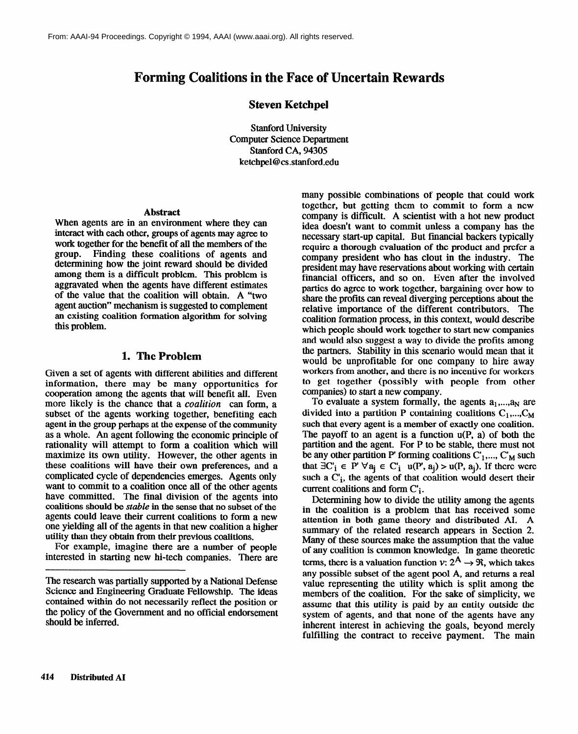# Forming Coalitions in the Face of Uncertain Rewards

**Steven Ketchpel**

Stanford University
Computer Science Department
Stanford CA, 94305
ketchpel@cs.stanford.edu

### Abstract

When agents are in an environment where they can interact with each other, groups of agents may agree to work together for the benefit of all the members of the group. Finding these coalitions of agents and determining how the joint reward should be divided among them is a difficult problem. This problem is aggravated when the agents have different estimates of the value that the coalition will obtain. A "two agent auction" mechanism is suggested to complement an existing coalition formation algorithm for solving this problem.

## 1. The Problem

Given a set of agents with different abilities and different information, there may be many opportunities for cooperation among the agents that will benefit all. Even more likely is the chance that a *coalition* can form, a subset of the agents working together, benefiting each agent in the group perhaps at the expense of the community as a whole. An agent following the economic principle of rationality will attempt to form a coalition which will maximize its own utility. However, the other agents in these coalitions will have their own preferences, and a complicated cycle of dependencies emerges. Agents only want to commit to a coalition once all of the other agents have committed. The final division of the agents into coalitions should be *stable* in the sense that no subset of the agents could leave their current coalitions to form a new one yielding all of the agents in that new coalition a higher utility than they obtain from their previous coalitions.

For example, imagine there are a number of people interested in starting new hi-tech companies. There are many possible combinations of people that could work together, but getting them to commit to form a new company is difficult. A scientist with a hot new product idea doesn't want to commit unless a company has the necessary start-up capital. But financial backers typically require a thorough evaluation of the product and prefer a company president who has clout in the industry. The president may have reservations about working with certain financial officers, and so on. Even after the involved parties do agree to work together, bargaining over how to share the profits can reveal diverging perceptions about the relative importance of the different contributors. The coalition formation process, in this context, would describe which people should work together to start new companies and would also suggest a way to divide the profits among the partners. Stability in this scenario would mean that it would be unprofitable for one company to hire away workers from another, and there is no incentive for workers to get together (possibly with people from other companies) to start a new company.

To evaluate a system formally, the agents $a_1,...,a_N$ are divided into a partition P containing coalitions $C_1,...,C_M$ such that every agent is a member of exactly one coalition. The payoff to an agent is a function u(P, a) of both the partition and the agent. For P to be stable, there must not be any other partition P' forming coalitions $C'_1,..., C'_M$ such that $\exists C'_i \in P' \; \forall a_j \in C'_i \;\; u(P', a_j) > u(P, a_j)$. If there were such a $C'_i$, the agents of that coalition would desert their current coalitions and form $C'_i$.

Determining how to divide the utility among the agents in the coalition is a problem that has received some attention in both game theory and distributed AI. A summary of the related research appears in Section 2. Many of these sources make the assumption that the value of any coalition is common knowledge. In game theoretic terms, there is a valuation function $v: 2^A \rightarrow \Re$, which takes any possible subset of the agent pool A, and returns a real value representing the utility which is split among the members of the coalition. For the sake of simplicity, we assume that this utility is paid by an entity outside the system of agents, and that none of the agents have any inherent interest in achieving the goals, beyond merely fulfilling the contract to receive payment. The main

---

The research was partially supported by a National Defense Science and Engineering Graduate Fellowship. The ideas contained within do not necessarily reflect the position or the policy of the Government and no official endorsement should be inferred.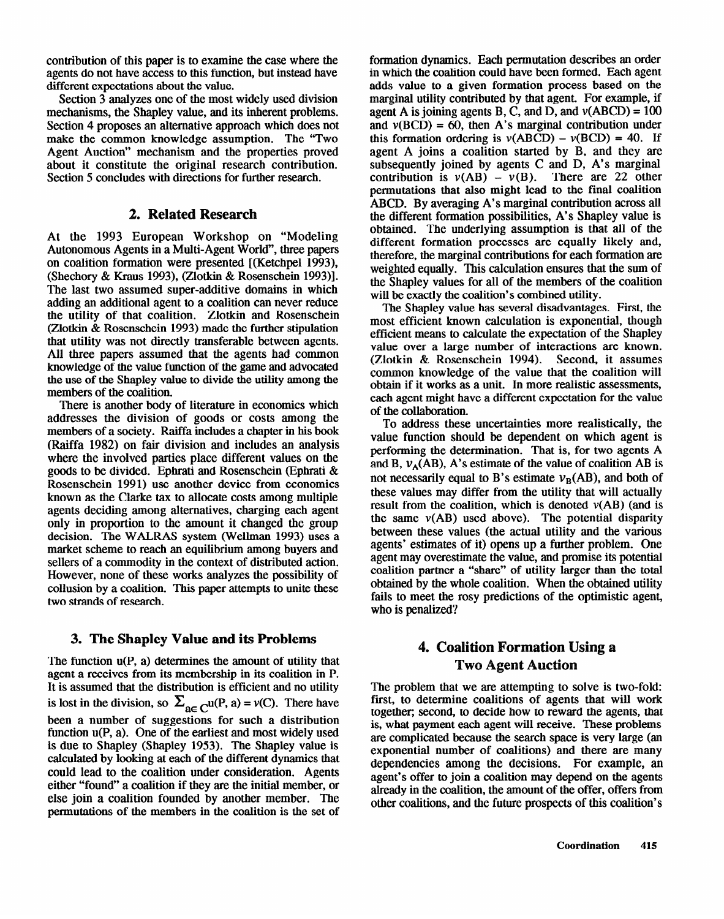contribution of this paper is to examine the case where the agents do not have access to this function, but instead have different expectations about the value.

Section 3 analyzes one of the most widely used division mechanisms, the Shapley value, and its inherent problems. Section 4 proposes an alternative approach which does not make the common knowledge assumption. The "Two Agent Auction" mechanism and the properties proved about it constitute the original research contribution. Section 5 concludes with directions for further research.

## 2. Related Research

At the 1993 European Workshop on "Modeling Autonomous Agents in a Multi-Agent World", three papers on coalition formation were presented [(Ketchpel 1993), (Shechory & Kraus 1993), (Zlotkin & Rosenschein 1993)]. The last two assumed super-additive domains in which adding an additional agent to a coalition can never reduce the utility of that coalition. Zlotkin and Rosenschein (Zlotkin & Rosenschein 1993) made the further stipulation that utility was not directly transferable between agents. All three papers assumed that the agents had common knowledge of the value function of the game and advocated the use of the Shapley value to divide the utility among the members of the coalition.

There is another body of literature in economics which addresses the division of goods or costs among the members of a society. Raiffa includes a chapter in his book (Raiffa 1982) on fair division and includes an analysis where the involved parties place different values on the goods to be divided. Ephrati and Rosenschein (Ephrati & Rosenschein 1991) use another device from economics known as the Clarke tax to allocate costs among multiple agents deciding among alternatives, charging each agent only in proportion to the amount it changed the group decision. The WALRAS system (Wellman 1993) uses a market scheme to reach an equilibrium among buyers and sellers of a commodity in the context of distributed action. However, none of these works analyzes the possibility of collusion by a coalition. This paper attempts to unite these two strands of research.

## 3. The Shapley Value and its Problems

The function u(P, a) determines the amount of utility that agent a receives from its membership in its coalition in P. It is assumed that the distribution is efficient and no utility is lost in the division, so $\sum_{a \in C} u(P, a) = v(C)$. There have been a number of suggestions for such a distribution function u(P, a). One of the earliest and most widely used is due to Shapley (Shapley 1953). The Shapley value is calculated by looking at each of the different dynamics that could lead to the coalition under consideration. Agents either "found" a coalition if they are the initial member, or else join a coalition founded by another member. The permutations of the members in the coalition is the set of formation dynamics. Each permutation describes an order in which the coalition could have been formed. Each agent adds value to a given formation process based on the marginal utility contributed by that agent. For example, if agent A is joining agents B, C, and D, and $v(ABCD) = 100$ and $v(BCD) = 60$, then A's marginal contribution under this formation ordering is $v(ABCD) - v(BCD) = 40$. If agent A joins a coalition started by B, and they are subsequently joined by agents C and D, A's marginal contribution is $v(AB) - v(B)$. There are 22 other permutations that also might lead to the final coalition ABCD. By averaging A's marginal contribution across all the different formation possibilities, A's Shapley value is obtained. The underlying assumption is that all of the different formation processes are equally likely and, therefore, the marginal contributions for each formation are weighted equally. This calculation ensures that the sum of the Shapley values for all of the members of the coalition will be exactly the coalition's combined utility.

The Shapley value has several disadvantages. First, the most efficient known calculation is exponential, though efficient means to calculate the expectation of the Shapley value over a large number of interactions are known. (Zlotkin & Rosenschein 1994). Second, it assumes common knowledge of the value that the coalition will obtain if it works as a unit. In more realistic assessments, each agent might have a different expectation for the value of the collaboration.

To address these uncertainties more realistically, the value function should be dependent on which agent is performing the determination. That is, for two agents A and B, $v_A(AB)$, A's estimate of the value of coalition AB is not necessarily equal to B's estimate $v_B(AB)$, and both of these values may differ from the utility that will actually result from the coalition, which is denoted $v(AB)$ (and is the same $v(AB)$ used above). The potential disparity between these values (the actual utility and the various agents' estimates of it) opens up a further problem. One agent may overestimate the value, and promise its potential coalition partner a "share" of utility larger than the total obtained by the whole coalition. When the obtained utility fails to meet the rosy predictions of the optimistic agent, who is penalized?

## 4. Coalition Formation Using a Two Agent Auction

The problem that we are attempting to solve is two-fold: first, to determine coalitions of agents that will work together; second, to decide how to reward the agents, that is, what payment each agent will receive. These problems are complicated because the search space is very large (an exponential number of coalitions) and there are many dependencies among the decisions. For example, an agent's offer to join a coalition may depend on the agents already in the coalition, the amount of the offer, offers from other coalitions, and the future prospects of this coalition's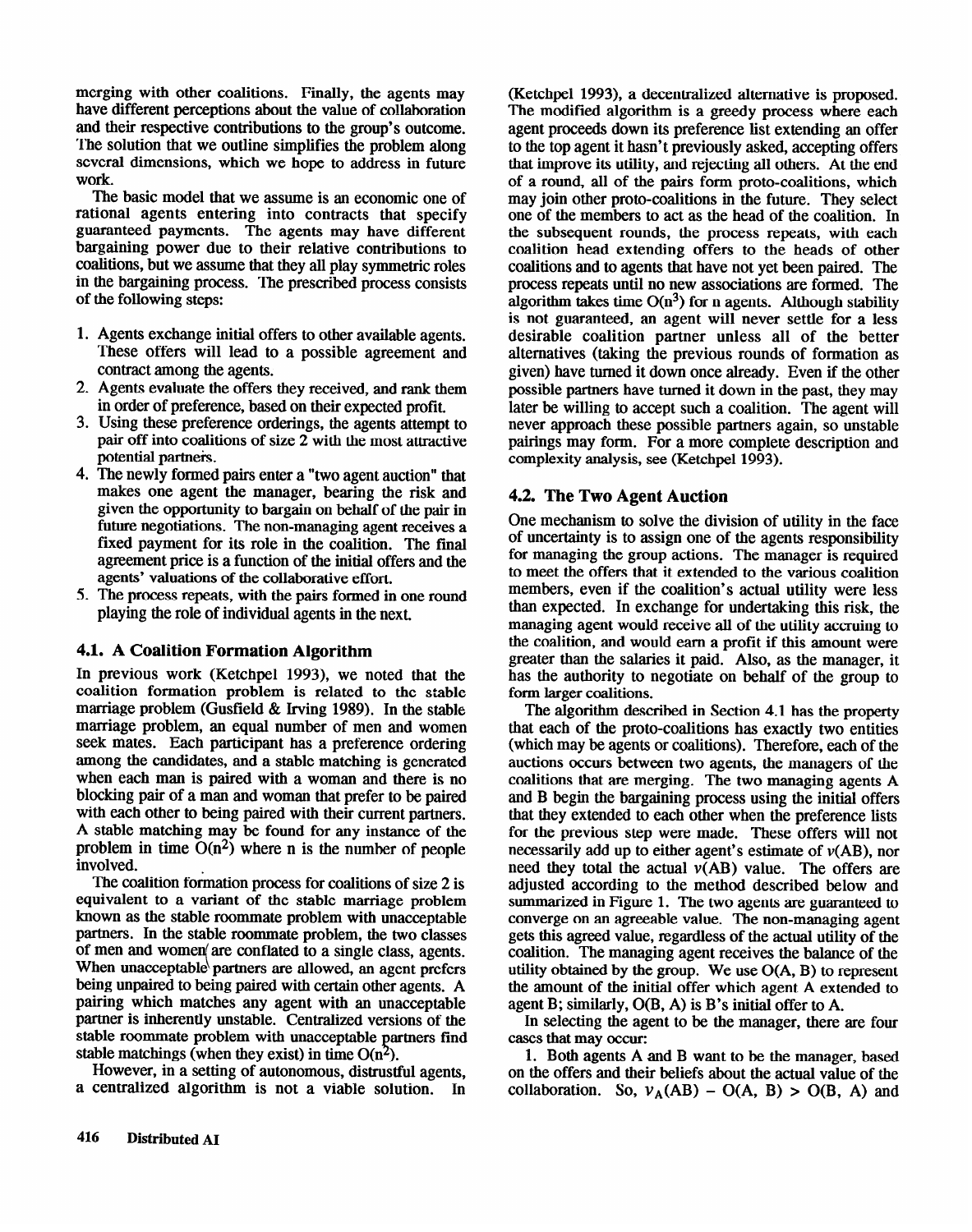merging with other coalitions. Finally, the agents may have different perceptions about the value of collaboration and their respective contributions to the group's outcome. The solution that we outline simplifies the problem along several dimensions, which we hope to address in future work.

The basic model that we assume is an economic one of rational agents entering into contracts that specify guaranteed payments. The agents may have different bargaining power due to their relative contributions to coalitions, but we assume that they all play symmetric roles in the bargaining process. The prescribed process consists of the following steps:

1. Agents exchange initial offers to other available agents. These offers will lead to a possible agreement and contract among the agents.
2. Agents evaluate the offers they received, and rank them in order of preference, based on their expected profit.
3. Using these preference orderings, the agents attempt to pair off into coalitions of size 2 with the most attractive potential partners.
4. The newly formed pairs enter a "two agent auction" that makes one agent the manager, bearing the risk and given the opportunity to bargain on behalf of the pair in future negotiations. The non-managing agent receives a fixed payment for its role in the coalition. The final agreement price is a function of the initial offers and the agents' valuations of the collaborative effort.
5. The process repeats, with the pairs formed in one round playing the role of individual agents in the next.

## 4.1. A Coalition Formation Algorithm

In previous work (Ketchpel 1993), we noted that the coalition formation problem is related to the stable marriage problem (Gusfield & Irving 1989). In the stable marriage problem, an equal number of men and women seek mates. Each participant has a preference ordering among the candidates, and a stable matching is generated when each man is paired with a woman and there is no blocking pair of a man and woman that prefer to be paired with each other to being paired with their current partners. A stable matching may be found for any instance of the problem in time $O(n^2)$ where n is the number of people involved.

The coalition formation process for coalitions of size 2 is equivalent to a variant of the stable marriage problem known as the stable roommate problem with unacceptable partners. In the stable roommate problem, the two classes of men and women are conflated to a single class, agents. When unacceptable partners are allowed, an agent prefers being unpaired to being paired with certain other agents. A pairing which matches any agent with an unacceptable partner is inherently unstable. Centralized versions of the stable roommate problem with unacceptable partners find stable matchings (when they exist) in time $O(n^2)$.

However, in a setting of autonomous, distrustful agents, a centralized algorithm is not a viable solution. In (Ketchpel 1993), a decentralized alternative is proposed. The modified algorithm is a greedy process where each agent proceeds down its preference list extending an offer to the top agent it hasn't previously asked, accepting offers that improve its utility, and rejecting all others. At the end of a round, all of the pairs form proto-coalitions, which may join other proto-coalitions in the future. They select one of the members to act as the head of the coalition. In the subsequent rounds, the process repeats, with each coalition head extending offers to the heads of other coalitions and to agents that have not yet been paired. The process repeats until no new associations are formed. The algorithm takes time $O(n^3)$ for n agents. Although stability is not guaranteed, an agent will never settle for a less desirable coalition partner unless all of the better alternatives (taking the previous rounds of formation as given) have turned it down once already. Even if the other possible partners have turned it down in the past, they may later be willing to accept such a coalition. The agent will never approach these possible partners again, so unstable pairings may form. For a more complete description and complexity analysis, see (Ketchpel 1993).

## 4.2. The Two Agent Auction

One mechanism to solve the division of utility in the face of uncertainty is to assign one of the agents responsibility for managing the group actions. The manager is required to meet the offers that it extended to the various coalition members, even if the coalition's actual utility were less than expected. In exchange for undertaking this risk, the managing agent would receive all of the utility accruing to the coalition, and would earn a profit if this amount were greater than the salaries it paid. Also, as the manager, it has the authority to negotiate on behalf of the group to form larger coalitions.

The algorithm described in Section 4.1 has the property that each of the proto-coalitions has exactly two entities (which may be agents or coalitions). Therefore, each of the auctions occurs between two agents, the managers of the coalitions that are merging. The two managing agents A and B begin the bargaining process using the initial offers that they extended to each other when the preference lists for the previous step were made. These offers will not necessarily add up to either agent's estimate of $v(AB)$, nor need they total the actual $v(AB)$ value. The offers are adjusted according to the method described below and summarized in Figure 1. The two agents are guaranteed to converge on an agreeable value. The non-managing agent gets this agreed value, regardless of the actual utility of the coalition. The managing agent receives the balance of the utility obtained by the group. We use O(A, B) to represent the amount of the initial offer which agent A extended to agent B; similarly, O(B, A) is B's initial offer to A.

In selecting the agent to be the manager, there are four cases that may occur:

1. Both agents A and B want to be the manager, based on the offers and their beliefs about the actual value of the collaboration. So, $v_A(AB) - O(A, B) > O(B, A)$ and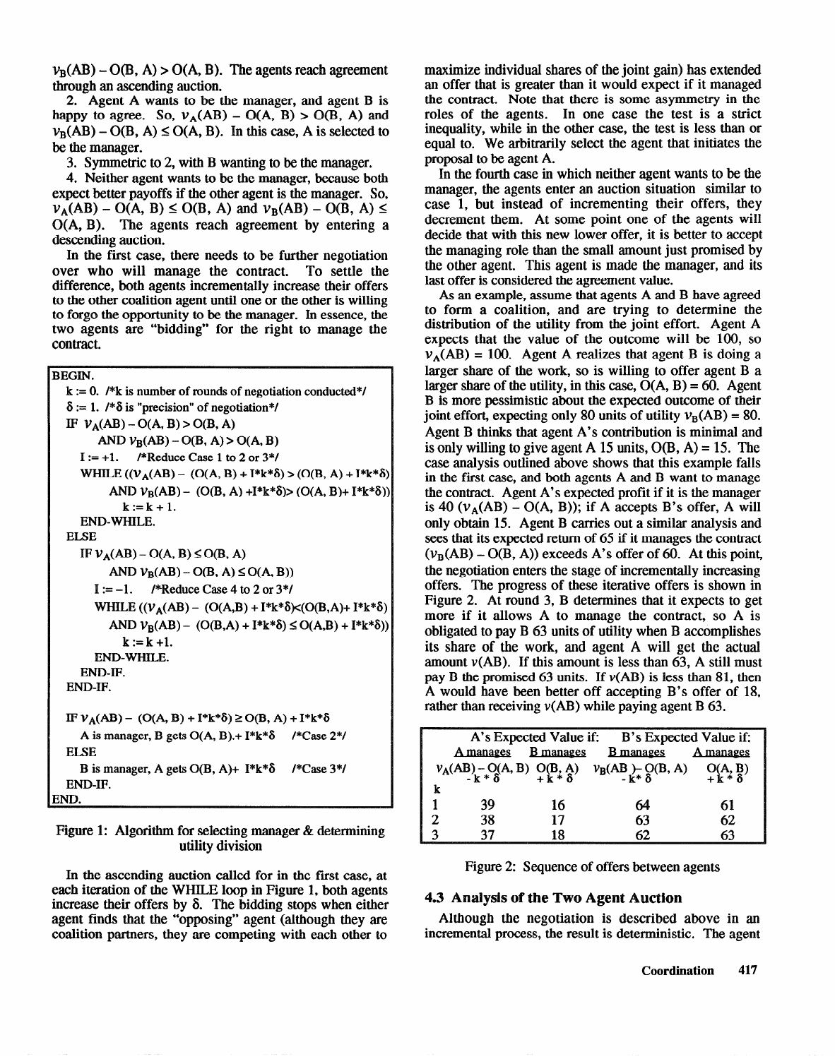$v_B(AB) - O(B, A) > O(A, B)$. The agents reach agreement through an ascending auction.

2. Agent A wants to be the manager, and agent B is happy to agree. So, $v_A(AB) - O(A, B) > O(B, A)$ and $v_B(AB) - O(B, A) \leq O(A, B)$. In this case, A is selected to be the manager.

3. Symmetric to 2, with B wanting to be the manager.

4. Neither agent wants to be the manager, because both expect better payoffs if the other agent is the manager. So, $v_A(AB) - O(A, B) \leq O(B, A)$ and $v_B(AB) - O(B, A) \leq O(A, B)$. The agents reach agreement by entering a descending auction.

In the first case, there needs to be further negotiation over who will manage the contract. To settle the difference, both agents incrementally increase their offers to the other coalition agent until one or the other is willing to forgo the opportunity to be the manager. In essence, the two agents are "bidding" for the right to manage the contract.

```
BEGIN.
  k := 0. /*k is number of rounds of negotiation conducted*/
  δ := 1. /*δ is "precision" of negotiation*/
  IF vA(AB) - O(A, B) > O(B, A)
       AND vB(AB) - O(B, A) > O(A, B)
    I := +1.    /*Reduce Case 1 to 2 or 3*/
    WHILE ((vA(AB) - (O(A, B) + I*k*δ) > (O(B, A) + I*k*δ)
         AND vB(AB) - (O(B, A) +I*k*δ)> (O(A, B)+ I*k*δ))
           k := k + 1.
    END-WHILE.
  ELSE
    IF vA(AB) - O(A, B) ≤ O(B, A)
         AND vB(AB) - O(B, A) ≤ O(A, B))
      I := -1.    /*Reduce Case 4 to 2 or 3*/
      WHILE ((vA(AB) - (O(A,B) + I*k*δ)<(O(B,A)+ I*k*δ)
           AND vB(AB) - (O(B,A) + I*k*δ) ≤ O(A,B) + I*k*δ))
             k := k +1.
      END-WHILE.
    END-IF.
  END-IF.

  IF vA(AB) - (O(A, B) + I*k*δ) ≥ O(B, A) + I*k*δ
    A is manager, B gets O(A, B).+ I*k*δ    /*Case 2*/
  ELSE
    B is manager, A gets O(B, A)+ I*k*δ    /*Case 3*/
  END-IF.
END.
```

Figure 1: Algorithm for selecting manager & determining utility division

In the ascending auction called for in the first case, at each iteration of the WHILE loop in Figure 1, both agents increase their offers by $\delta$. The bidding stops when either agent finds that the "opposing" agent (although they are coalition partners, they are competing with each other to maximize individual shares of the joint gain) has extended an offer that is greater than it would expect if it managed the contract. Note that there is some asymmetry in the roles of the agents. In one case the test is a strict inequality, while in the other case, the test is less than or equal to. We arbitrarily select the agent that initiates the proposal to be agent A.

In the fourth case in which neither agent wants to be the manager, the agents enter an auction situation similar to case 1, but instead of incrementing their offers, they decrement them. At some point one of the agents will decide that with this new lower offer, it is better to accept the managing role than the small amount just promised by the other agent. This agent is made the manager, and its last offer is considered the agreement value.

As an example, assume that agents A and B have agreed to form a coalition, and are trying to determine the distribution of the utility from the joint effort. Agent A expects that the value of the outcome will be 100, so $v_A(AB) = 100$. Agent A realizes that agent B is doing a larger share of the work, so is willing to offer agent B a larger share of the utility, in this case, $O(A, B) = 60$. Agent B is more pessimistic about the expected outcome of their joint effort, expecting only 80 units of utility $v_B(AB) = 80$. Agent B thinks that agent A's contribution is minimal and is only willing to give agent A 15 units, $O(B, A) = 15$. The case analysis outlined above shows that this example falls in the first case, and both agents A and B want to manage the contract. Agent A's expected profit if it is the manager is 40 ($v_A(AB) - O(A, B)$); if A accepts B's offer, A will only obtain 15. Agent B carries out a similar analysis and sees that its expected return of 65 if it manages the contract ($v_B(AB) - O(B, A)$) exceeds A's offer of 60. At this point, the negotiation enters the stage of incrementally increasing offers. The progress of these iterative offers is shown in Figure 2. At round 3, B determines that it expects to get more if it allows A to manage the contract, so A is obligated to pay B 63 units of utility when B accomplishes its share of the work, and agent A will get the actual amount $v(AB)$. If this amount is less than 63, A still must pay B the promised 63 units. If $v(AB)$ is less than 81, then A would have been better off accepting B's offer of 18, rather than receiving $v(AB)$ while paying agent B 63.

| | A's Expected Value if: | | B's Expected Value if: | |
|---|---|---|---|---|
| | A manages | B manages | B manages | A manages |
| k | $v_A(AB) - O(A, B) - k * \delta$ | $O(B, A) + k * \delta$ | $v_B(AB) - O(B, A) - k * \delta$ | $O(A, B) + k * \delta$ |
| 1 | 39 | 16 | 64 | 61 |
| 2 | 38 | 17 | 63 | 62 |
| 3 | 37 | 18 | 62 | 63 |

Figure 2: Sequence of offers between agents

### 4.3 Analysis of the Two Agent Auction

Although the negotiation is described above in an incremental process, the result is deterministic. The agent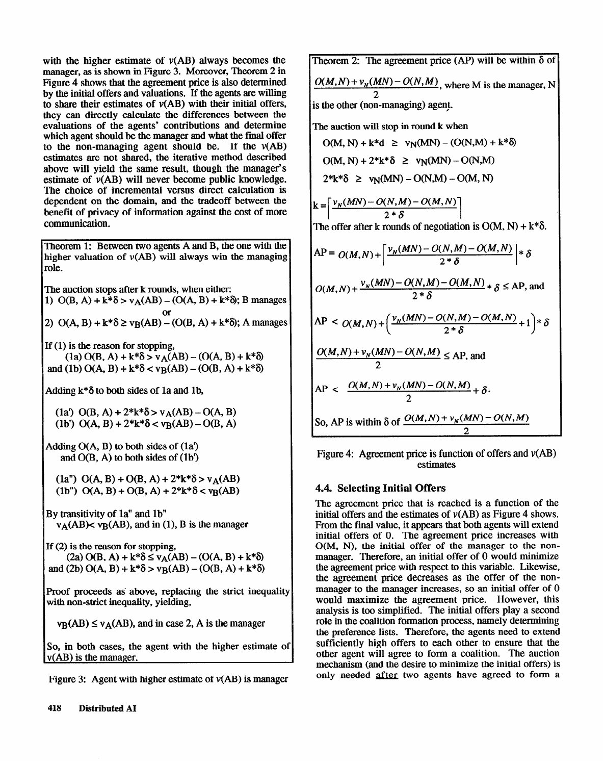with the higher estimate of $v(AB)$ always becomes the manager, as is shown in Figure 3. Moreover, Theorem 2 in Figure 4 shows that the agreement price is also determined by the initial offers and valuations. If the agents are willing to share their estimates of $v(AB)$ with their initial offers, they can directly calculate the differences between the evaluations of the agents' contributions and determine which agent should be the manager and what the final offer to the non-managing agent should be. If the $v(AB)$ estimates are not shared, the iterative method described above will yield the same result, though the manager's estimate of $v(AB)$ will never become public knowledge. The choice of incremental versus direct calculation is dependent on the domain, and the tradeoff between the benefit of privacy of information against the cost of more communication.

Theorem 1: Between two agents A and B, the one with the higher valuation of $v(AB)$ will always win the managing role.

The auction stops after k rounds, when either:

1) $O(B, A) + k*\delta > v_A(AB) - (O(A, B) + k*\delta)$; B manages

or

2) $O(A, B) + k*\delta \geq v_B(AB) - (O(B, A) + k*\delta)$; A manages

If (1) is the reason for stopping,

(1a) $O(B, A) + k*\delta > v_A(AB) - (O(A, B) + k*\delta)$

and (1b) $O(A, B) + k*\delta < v_B(AB) - (O(B, A) + k*\delta)$

Adding $k*\delta$ to both sides of 1a and 1b,

(1a') $O(B, A) + 2*k*\delta > v_A(AB) - O(A, B)$

(1b') $O(A, B) + 2*k*\delta < v_B(AB) - O(B, A)$

Adding $O(A, B)$ to both sides of (1a')
and $O(B, A)$ to both sides of (1b')

(1a") $O(A, B) + O(B, A) + 2*k*\delta > v_A(AB)$

(1b") $O(A, B) + O(B, A) + 2*k*\delta < v_B(AB)$

By transitivity of 1a" and 1b"

$v_A(AB) < v_B(AB)$, and in (1), B is the manager

If (2) is the reason for stopping,

(2a) $O(B, A) + k*\delta \leq v_A(AB) - (O(A, B) + k*\delta)$

and (2b) $O(A, B) + k*\delta > v_B(AB) - (O(B, A) + k*\delta)$

Proof proceeds as above, replacing the strict inequality with non-strict inequality, yielding,

$v_B(AB) \leq v_A(AB)$, and in case 2, A is the manager

So, in both cases, the agent with the higher estimate of $v(AB)$ is the manager.

Figure 3: Agent with higher estimate of $v(AB)$ is manager

Theorem 2: The agreement price (AP) will be within $\delta$ of $\frac{O(M,N) + v_N(MN) - O(N,M)}{2}$, where M is the manager, N is the other (non-managing) agent.

The auction will stop in round k when

$O(M, N) + k*d \geq v_N(MN) - (O(N,M) + k*\delta)$

$O(M, N) + 2*k*\delta \geq v_N(MN) - O(N,M)$

$2*k*\delta \geq v_N(MN) - O(N,M) - O(M, N)$

$$k = \left\lceil \frac{v_N(MN) - O(N,M) - O(M,N)}{2*\delta} \right\rceil$$

The offer after k rounds of negotiation is $O(M, N) + k*\delta$.

$$AP = O(M,N) + \left\lceil \frac{v_N(MN) - O(N,M) - O(M,N)}{2*\delta} \right\rceil * \delta$$

$$O(M,N) + \frac{v_N(MN) - O(N,M) - O(M,N)}{2*\delta} * \delta \leq AP, \text{ and}$$

$$AP < O(M,N) + \left( \frac{v_N(MN) - O(N,M) - O(M,N)}{2*\delta} + 1 \right) * \delta$$

$$\frac{O(M,N) + v_N(MN) - O(N,M)}{2} \leq AP, \text{ and}$$

$$AP < \frac{O(M,N) + v_N(MN) - O(N,M)}{2} + \delta.$$

So, AP is within $\delta$ of $\frac{O(M,N) + v_N(MN) - O(N,M)}{2}$

Figure 4: Agreement price is function of offers and $v(AB)$ estimates

### 4.4. Selecting Initial Offers

The agreement price that is reached is a function of the initial offers and the estimates of $v(AB)$ as Figure 4 shows. From the final value, it appears that both agents will extend initial offers of 0. The agreement price increases with O(M, N), the initial offer of the manager to the non-manager. Therefore, an initial offer of 0 would minimize the agreement price with respect to this variable. Likewise, the agreement price decreases as the offer of the non-manager to the manager increases, so an initial offer of 0 would maximize the agreement price. However, this analysis is too simplified. The initial offers play a second role in the coalition formation process, namely determining the preference lists. Therefore, the agents need to extend sufficiently high offers to each other to ensure that the other agent will agree to form a coalition. The auction mechanism (and the desire to minimize the initial offers) is only needed <u>after</u> two agents have agreed to form a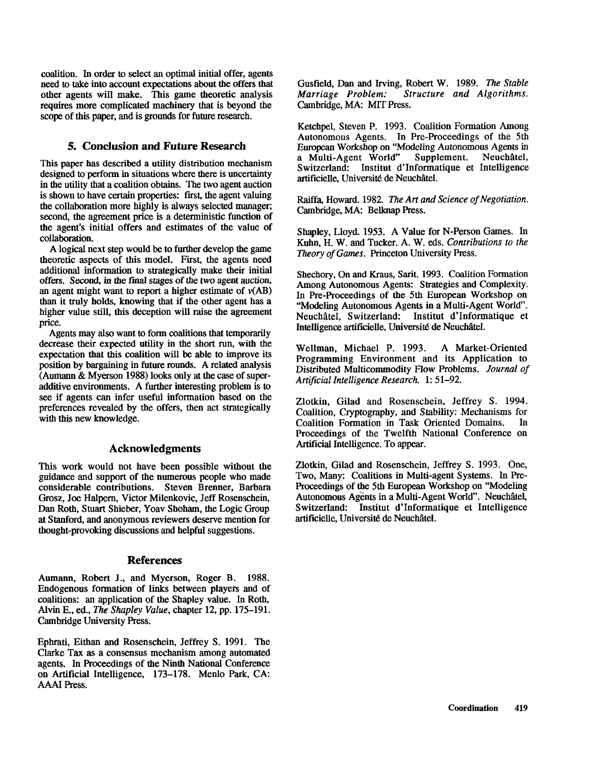coalition. In order to select an optimal initial offer, agents need to take into account expectations about the offers that other agents will make. This game theoretic analysis requires more complicated machinery that is beyond the scope of this paper, and is grounds for future research.

## 5. Conclusion and Future Research

This paper has described a utility distribution mechanism designed to perform in situations where there is uncertainty in the utility that a coalition obtains. The two agent auction is shown to have certain properties: first, the agent valuing the collaboration more highly is always selected manager; second, the agreement price is a deterministic function of the agent's initial offers and estimates of the value of collaboration.

A logical next step would be to further develop the game theoretic aspects of this model. First, the agents need additional information to strategically make their initial offers. Second, in the final stages of the two agent auction, an agent might want to report a higher estimate of $v(AB)$ than it truly holds, knowing that if the other agent has a higher value still, this deception will raise the agreement price.

Agents may also want to form coalitions that temporarily decrease their expected utility in the short run, with the expectation that this coalition will be able to improve its position by bargaining in future rounds. A related analysis (Aumann & Myerson 1988) looks only at the case of super-additive environments. A further interesting problem is to see if agents can infer useful information based on the preferences revealed by the offers, then act strategically with this new knowledge.

## Acknowledgments

This work would not have been possible without the guidance and support of the numerous people who made considerable contributions. Steven Brenner, Barbara Grosz, Joe Halpern, Victor Milenkovic, Jeff Rosenschein, Dan Roth, Stuart Shieber, Yoav Shoham, the Logic Group at Stanford, and anonymous reviewers deserve mention for thought-provoking discussions and helpful suggestions.

## References

Aumann, Robert J., and Myerson, Roger B. 1988. Endogenous formation of links between players and of coalitions: an application of the Shapley value. In Roth, Alvin E., ed., *The Shapley Value*, chapter 12, pp. 175–191. Cambridge University Press.

Ephrati, Eithan and Rosenschein, Jeffrey S. 1991. The Clarke Tax as a consensus mechanism among automated agents. In Proceedings of the Ninth National Conference on Artificial Intelligence, 173–178. Menlo Park, CA: AAAI Press.

Gusfield, Dan and Irving, Robert W. 1989. *The Stable Marriage Problem: Structure and Algorithms.* Cambridge, MA: MIT Press.

Ketchpel, Steven P. 1993. Coalition Formation Among Autonomous Agents. In Pre-Proceedings of the 5th European Workshop on "Modeling Autonomous Agents in a Multi-Agent World" Supplement. Neuchâtel, Switzerland: Institut d'Informatique et Intelligence artificielle, Université de Neuchâtel.

Raiffa, Howard. 1982. *The Art and Science of Negotiation.* Cambridge, MA: Belknap Press.

Shapley, Lloyd. 1953. A Value for N-Person Games. In Kuhn, H. W. and Tucker. A. W. eds. *Contributions to the Theory of Games.* Princeton University Press.

Shechory, On and Kraus, Sarit. 1993. Coalition Formation Among Autonomous Agents: Strategies and Complexity. In Pre-Proceedings of the 5th European Workshop on "Modeling Autonomous Agents in a Multi-Agent World". Neuchâtel, Switzerland: Institut d'Informatique et Intelligence artificielle, Université de Neuchâtel.

Wellman, Michael P. 1993. A Market-Oriented Programming Environment and its Application to Distributed Multicommodity Flow Problems. *Journal of Artificial Intelligence Research.* 1: 51–92.

Zlotkin, Gilad and Rosenschein, Jeffrey S. 1994. Coalition, Cryptography, and Stability: Mechanisms for Coalition Formation in Task Oriented Domains. In Proceedings of the Twelfth National Conference on Artificial Intelligence. To appear.

Zlotkin, Gilad and Rosenschein, Jeffrey S. 1993. One, Two, Many: Coalitions in Multi-agent Systems. In Pre-Proceedings of the 5th European Workshop on "Modeling Autonomous Agents in a Multi-Agent World". Neuchâtel, Switzerland: Institut d'Informatique et Intelligence artificielle, Université de Neuchâtel.